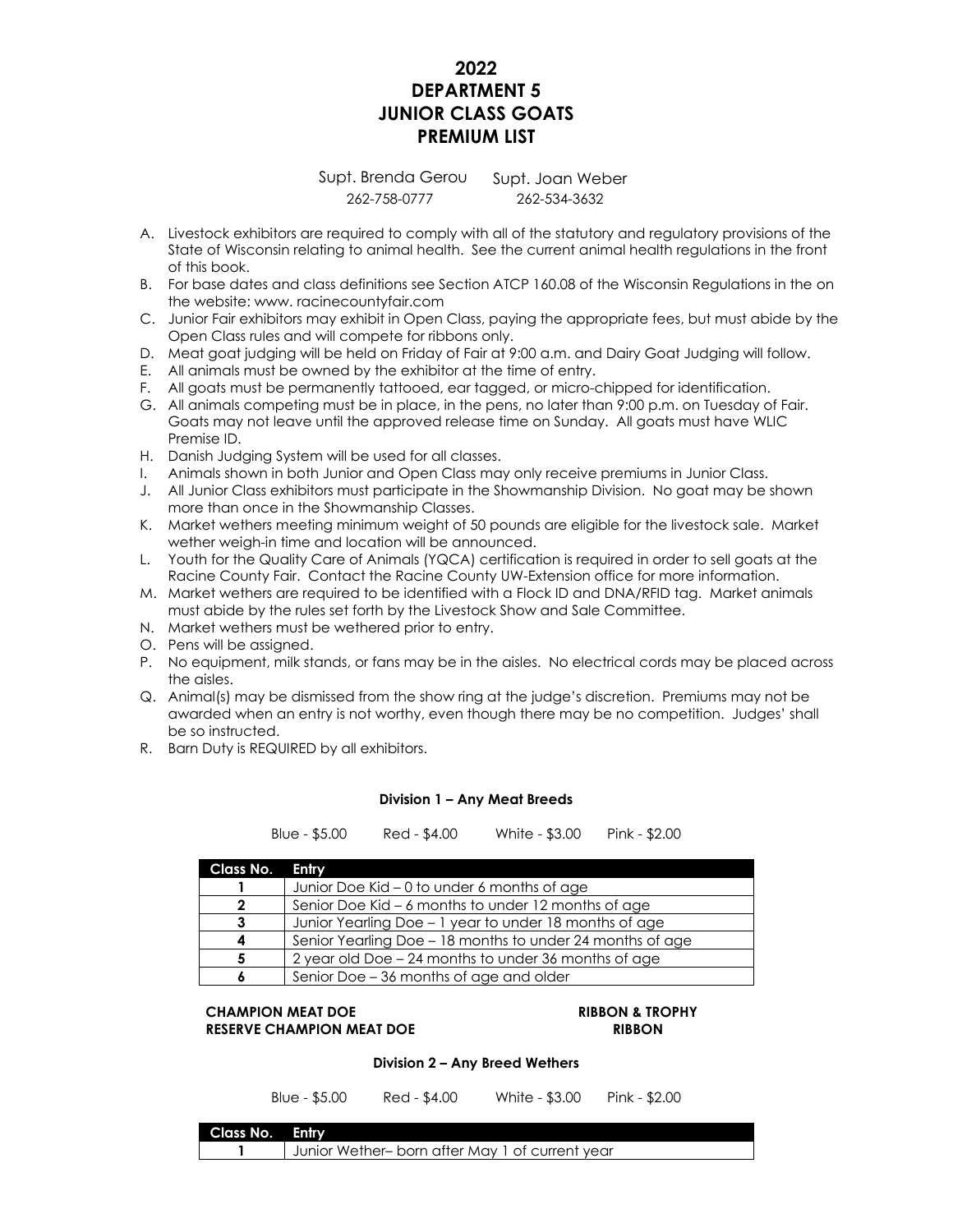# 2022
# DEPARTMENT 5
# JUNIOR CLASS GOATS
# PREMIUM LIST

Supt. Brenda Gerou 262-758-0777 Supt. Joan Weber 262-534-3632

A. Livestock exhibitors are required to comply with all of the statutory and regulatory provisions of the State of Wisconsin relating to animal health. See the current animal health regulations in the front of this book.
B. For base dates and class definitions see Section ATCP 160.08 of the Wisconsin Regulations in the on the website: www. racinecountyfair.com
C. Junior Fair exhibitors may exhibit in Open Class, paying the appropriate fees, but must abide by the Open Class rules and will compete for ribbons only.
D. Meat goat judging will be held on Friday of Fair at 9:00 a.m. and Dairy Goat Judging will follow.
E. All animals must be owned by the exhibitor at the time of entry.
F. All goats must be permanently tattooed, ear tagged, or micro-chipped for identification.
G. All animals competing must be in place, in the pens, no later than 9:00 p.m. on Tuesday of Fair. Goats may not leave until the approved release time on Sunday. All goats must have WLIC Premise ID.
H. Danish Judging System will be used for all classes.
I. Animals shown in both Junior and Open Class may only receive premiums in Junior Class.
J. All Junior Class exhibitors must participate in the Showmanship Division. No goat may be shown more than once in the Showmanship Classes.
K. Market wethers meeting minimum weight of 50 pounds are eligible for the livestock sale. Market wether weigh-in time and location will be announced.
L. Youth for the Quality Care of Animals (YQCA) certification is required in order to sell goats at the Racine County Fair. Contact the Racine County UW-Extension office for more information.
M. Market wethers are required to be identified with a Flock ID and DNA/RFID tag. Market animals must abide by the rules set forth by the Livestock Show and Sale Committee.
N. Market wethers must be wethered prior to entry.
O. Pens will be assigned.
P. No equipment, milk stands, or fans may be in the aisles. No electrical cords may be placed across the aisles.
Q. Animal(s) may be dismissed from the show ring at the judge's discretion. Premiums may not be awarded when an entry is not worthy, even though there may be no competition. Judges' shall be so instructed.
R. Barn Duty is REQUIRED by all exhibitors.

### Division 1 – Any Meat Breeds

Blue - $5.00 Red - $4.00 White - $3.00 Pink - $2.00

| Class No. | Entry |
|---|---|
| 1 | Junior Doe Kid – 0 to under 6 months of age |
| 2 | Senior Doe Kid – 6 months to under 12 months of age |
| 3 | Junior Yearling Doe – 1 year to under 18 months of age |
| 4 | Senior Yearling Doe – 18 months to under 24 months of age |
| 5 | 2 year old Doe – 24 months to under 36 months of age |
| 6 | Senior Doe – 36 months of age and older |

**CHAMPION MEAT DOE** — **RIBBON & TROPHY**
**RESERVE CHAMPION MEAT DOE** — **RIBBON**

### Division 2 – Any Breed Wethers

Blue - $5.00 Red - $4.00 White - $3.00 Pink - $2.00

| Class No. | Entry |
|---|---|
| 1 | Junior Wether– born after May 1 of current year |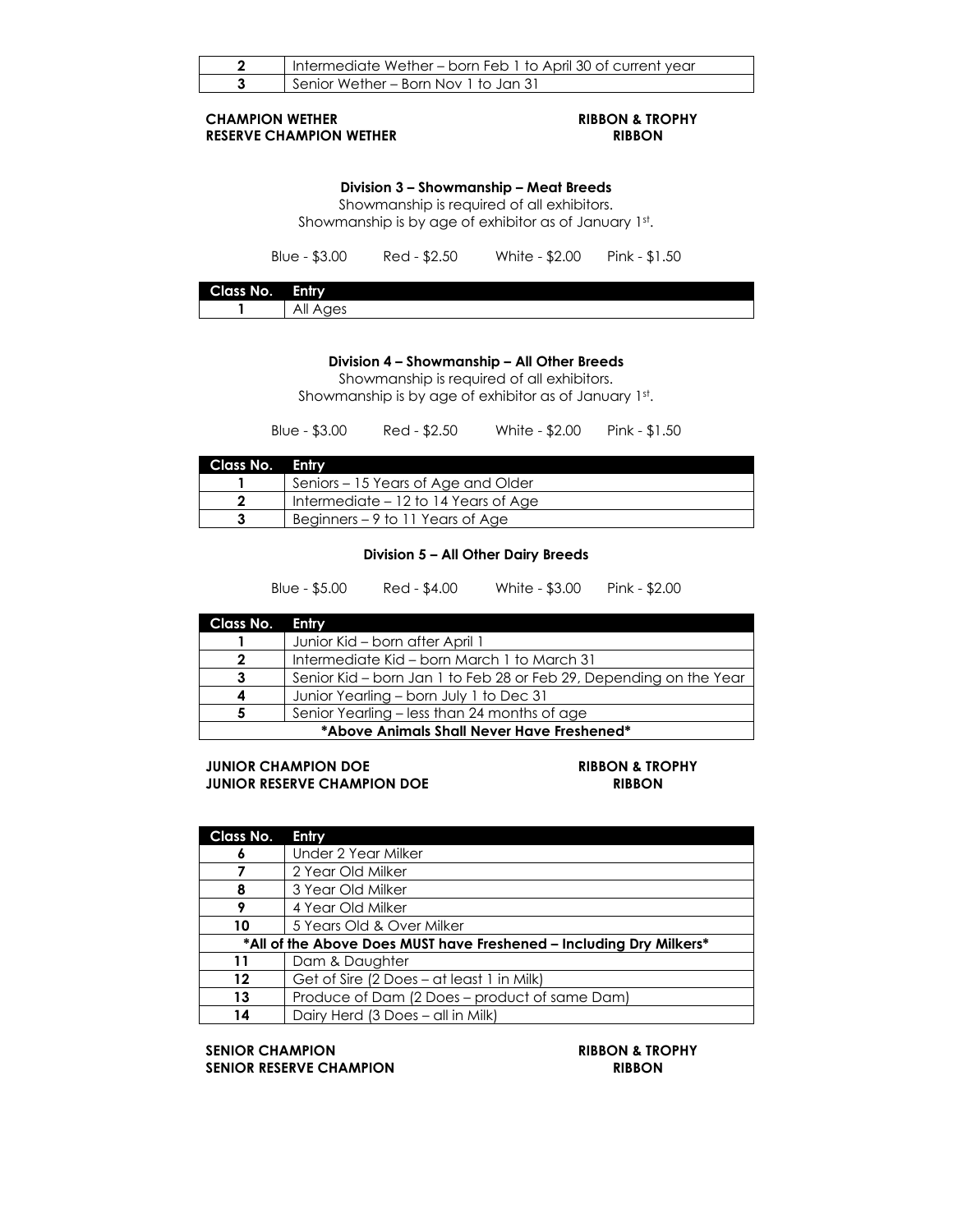| | |
|---|---|
| **2** | Intermediate Wether – born Feb 1 to April 30 of current year |
| **3** | Senior Wether – Born Nov 1 to Jan 31 |

**CHAMPION WETHER** — **RIBBON & TROPHY**
**RESERVE CHAMPION WETHER** — **RIBBON**

### Division 3 – Showmanship – Meat Breeds

Showmanship is required of all exhibitors.
Showmanship is by age of exhibitor as of January 1st.

Blue - $3.00    Red - $2.50    White - $2.00    Pink - $1.50

| Class No. | Entry |
|---|---|
| **1** | All Ages |

### Division 4 – Showmanship – All Other Breeds

Showmanship is required of all exhibitors.
Showmanship is by age of exhibitor as of January 1st.

Blue - $3.00    Red - $2.50    White - $2.00    Pink - $1.50

| Class No. | Entry |
|---|---|
| **1** | Seniors – 15 Years of Age and Older |
| **2** | Intermediate – 12 to 14 Years of Age |
| **3** | Beginners – 9 to 11 Years of Age |

### Division 5 – All Other Dairy Breeds

Blue - $5.00    Red - $4.00    White - $3.00    Pink - $2.00

| Class No. | Entry |
|---|---|
| **1** | Junior Kid – born after April 1 |
| **2** | Intermediate Kid – born March 1 to March 31 |
| **3** | Senior Kid – born Jan 1 to Feb 28 or Feb 29, Depending on the Year |
| **4** | Junior Yearling – born July 1 to Dec 31 |
| **5** | Senior Yearling – less than 24 months of age |
| | **\*Above Animals Shall Never Have Freshened\*** |

**JUNIOR CHAMPION DOE** — **RIBBON & TROPHY**
**JUNIOR RESERVE CHAMPION DOE** — **RIBBON**

| Class No. | Entry |
|---|---|
| **6** | Under 2 Year Milker |
| **7** | 2 Year Old Milker |
| **8** | 3 Year Old Milker |
| **9** | 4 Year Old Milker |
| **10** | 5 Years Old & Over Milker |
| | **\*All of the Above Does MUST have Freshened – Including Dry Milkers\*** |
| **11** | Dam & Daughter |
| **12** | Get of Sire (2 Does – at least 1 in Milk) |
| **13** | Produce of Dam (2 Does – product of same Dam) |
| **14** | Dairy Herd (3 Does – all in Milk) |

**SENIOR CHAMPION** — **RIBBON & TROPHY**
**SENIOR RESERVE CHAMPION** — **RIBBON**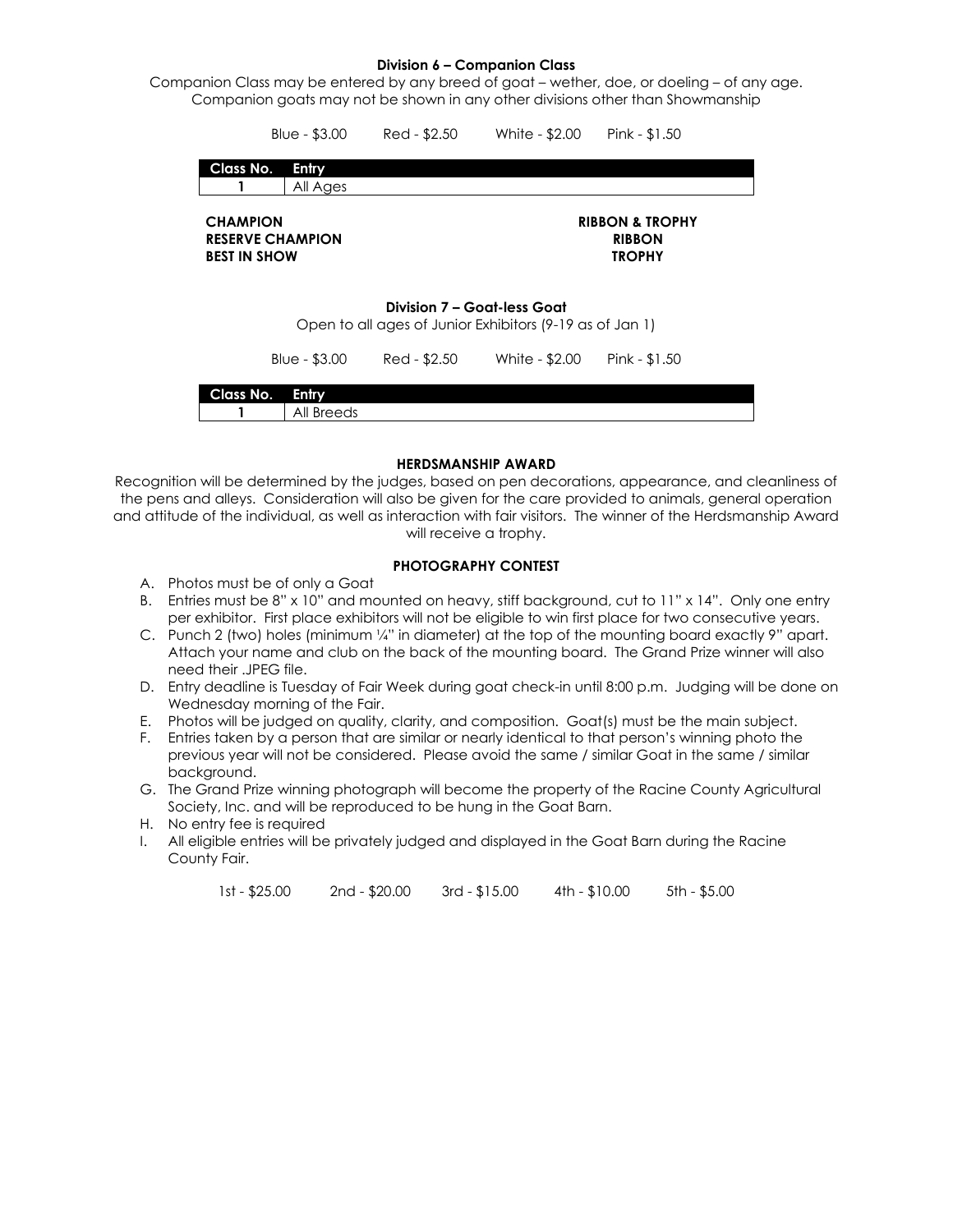### Division 6 – Companion Class

Companion Class may be entered by any breed of goat – wether, doe, or doeling – of any age. Companion goats may not be shown in any other divisions other than Showmanship

Blue - $3.00 Red - $2.50 White - $2.00 Pink - $1.50

| Class No. | Entry |
|---|---|
| 1 | All Ages |

| | |
|---|---|
| **CHAMPION** | **RIBBON & TROPHY** |
| **RESERVE CHAMPION** | **RIBBON** |
| **BEST IN SHOW** | **TROPHY** |

### Division 7 – Goat-less Goat

Open to all ages of Junior Exhibitors (9-19 as of Jan 1)

Blue - $3.00 Red - $2.50 White - $2.00 Pink - $1.50

| Class No. | Entry |
|---|---|
| 1 | All Breeds |

### HERDSMANSHIP AWARD

Recognition will be determined by the judges, based on pen decorations, appearance, and cleanliness of the pens and alleys. Consideration will also be given for the care provided to animals, general operation and attitude of the individual, as well as interaction with fair visitors. The winner of the Herdsmanship Award will receive a trophy.

### PHOTOGRAPHY CONTEST

A. Photos must be of only a Goat
B. Entries must be 8" x 10" and mounted on heavy, stiff background, cut to 11" x 14". Only one entry per exhibitor. First place exhibitors will not be eligible to win first place for two consecutive years.
C. Punch 2 (two) holes (minimum ¼" in diameter) at the top of the mounting board exactly 9" apart. Attach your name and club on the back of the mounting board. The Grand Prize winner will also need their .JPEG file.
D. Entry deadline is Tuesday of Fair Week during goat check-in until 8:00 p.m. Judging will be done on Wednesday morning of the Fair.
E. Photos will be judged on quality, clarity, and composition. Goat(s) must be the main subject.
F. Entries taken by a person that are similar or nearly identical to that person's winning photo the previous year will not be considered. Please avoid the same / similar Goat in the same / similar background.
G. The Grand Prize winning photograph will become the property of the Racine County Agricultural Society, Inc. and will be reproduced to be hung in the Goat Barn.
H. No entry fee is required
I. All eligible entries will be privately judged and displayed in the Goat Barn during the Racine County Fair.

1st - $25.00 2nd - $20.00 3rd - $15.00 4th - $10.00 5th - $5.00